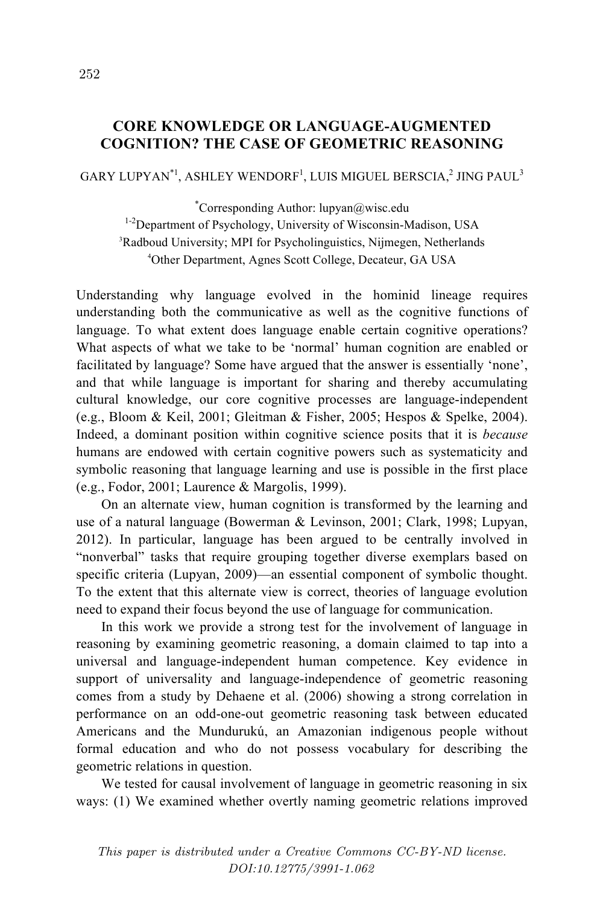# CORE KNOWLEDGE OR LANGUAGE-AUGMENTED COGNITION? THE CASE OF GEOMETRIC REASONING

GARY LUPYAN[*1], ASHLEY WENDORF[1], LUIS MIGUEL BERSCIA,[2] JING PAUL[3]

[*]Corresponding Author: lupyan@wisc.edu
[1-2]Department of Psychology, University of Wisconsin-Madison, USA
[3]Radboud University; MPI for Psycholinguistics, Nijmegen, Netherlands
[4]Other Department, Agnes Scott College, Decateur, GA USA

Understanding why language evolved in the hominid lineage requires understanding both the communicative as well as the cognitive functions of language. To what extent does language enable certain cognitive operations? What aspects of what we take to be 'normal' human cognition are enabled or facilitated by language? Some have argued that the answer is essentially 'none', and that while language is important for sharing and thereby accumulating cultural knowledge, our core cognitive processes are language-independent (e.g., Bloom & Keil, 2001; Gleitman & Fisher, 2005; Hespos & Spelke, 2004). Indeed, a dominant position within cognitive science posits that it is *because* humans are endowed with certain cognitive powers such as systematicity and symbolic reasoning that language learning and use is possible in the first place (e.g., Fodor, 2001; Laurence & Margolis, 1999).

On an alternate view, human cognition is transformed by the learning and use of a natural language (Bowerman & Levinson, 2001; Clark, 1998; Lupyan, 2012). In particular, language has been argued to be centrally involved in "nonverbal" tasks that require grouping together diverse exemplars based on specific criteria (Lupyan, 2009)—an essential component of symbolic thought. To the extent that this alternate view is correct, theories of language evolution need to expand their focus beyond the use of language for communication.

In this work we provide a strong test for the involvement of language in reasoning by examining geometric reasoning, a domain claimed to tap into a universal and language-independent human competence. Key evidence in support of universality and language-independence of geometric reasoning comes from a study by Dehaene et al. (2006) showing a strong correlation in performance on an odd-one-out geometric reasoning task between educated Americans and the Mundurukú, an Amazonian indigenous people without formal education and who do not possess vocabulary for describing the geometric relations in question.

We tested for causal involvement of language in geometric reasoning in six ways: (1) We examined whether overtly naming geometric relations improved

*This paper is distributed under a Creative Commons CC-BY-ND license.*
*DOI:10.12775/3991-1.062*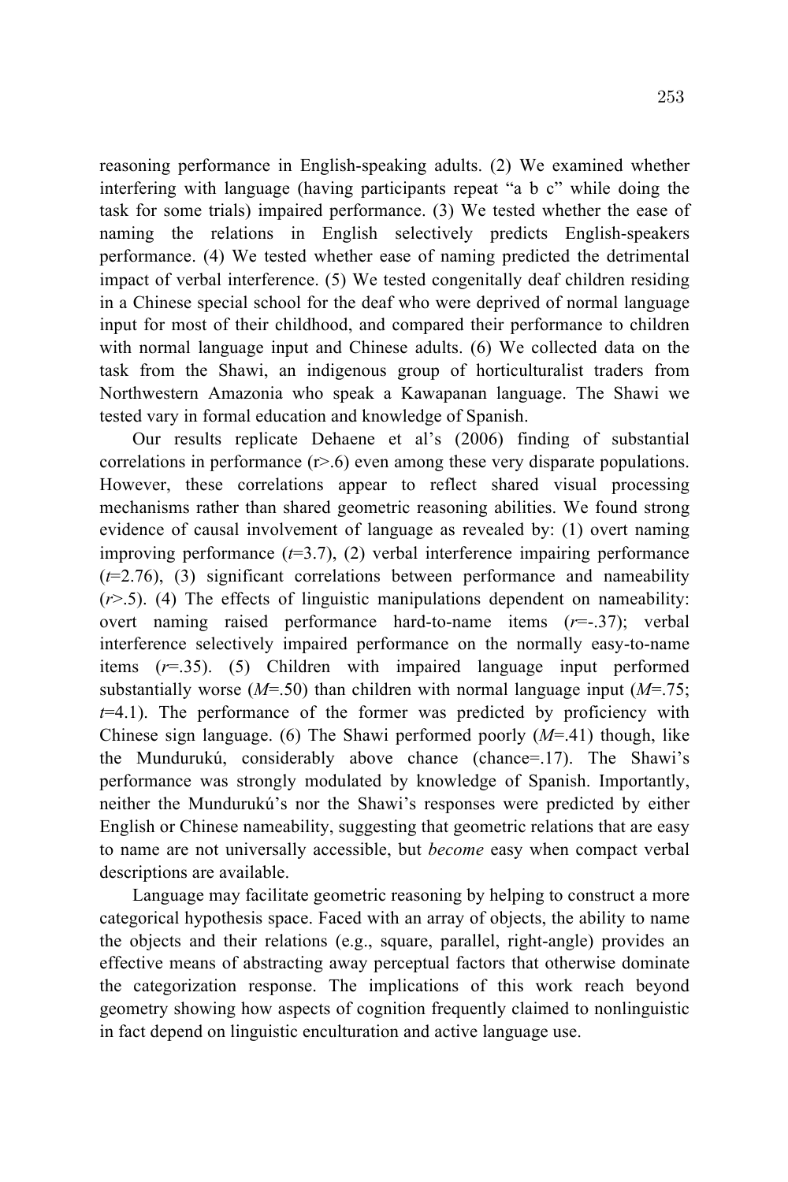reasoning performance in English-speaking adults. (2) We examined whether interfering with language (having participants repeat "a b c" while doing the task for some trials) impaired performance. (3) We tested whether the ease of naming the relations in English selectively predicts English-speakers performance. (4) We tested whether ease of naming predicted the detrimental impact of verbal interference. (5) We tested congenitally deaf children residing in a Chinese special school for the deaf who were deprived of normal language input for most of their childhood, and compared their performance to children with normal language input and Chinese adults. (6) We collected data on the task from the Shawi, an indigenous group of horticulturalist traders from Northwestern Amazonia who speak a Kawapanan language. The Shawi we tested vary in formal education and knowledge of Spanish.

Our results replicate Dehaene et al's (2006) finding of substantial correlations in performance ($r>.6$) even among these very disparate populations. However, these correlations appear to reflect shared visual processing mechanisms rather than shared geometric reasoning abilities. We found strong evidence of causal involvement of language as revealed by: (1) overt naming improving performance ($t=3.7$), (2) verbal interference impairing performance ($t=2.76$), (3) significant correlations between performance and nameability ($r>.5$). (4) The effects of linguistic manipulations dependent on nameability: overt naming raised performance hard-to-name items ($r=-.37$); verbal interference selectively impaired performance on the normally easy-to-name items ($r=.35$). (5) Children with impaired language input performed substantially worse ($M=.50$) than children with normal language input ($M=.75$; $t=4.1$). The performance of the former was predicted by proficiency with Chinese sign language. (6) The Shawi performed poorly ($M=.41$) though, like the Mundurukú, considerably above chance (chance=.17). The Shawi's performance was strongly modulated by knowledge of Spanish. Importantly, neither the Mundurukú's nor the Shawi's responses were predicted by either English or Chinese nameability, suggesting that geometric relations that are easy to name are not universally accessible, but *become* easy when compact verbal descriptions are available.

Language may facilitate geometric reasoning by helping to construct a more categorical hypothesis space. Faced with an array of objects, the ability to name the objects and their relations (e.g., square, parallel, right-angle) provides an effective means of abstracting away perceptual factors that otherwise dominate the categorization response. The implications of this work reach beyond geometry showing how aspects of cognition frequently claimed to nonlinguistic in fact depend on linguistic enculturation and active language use.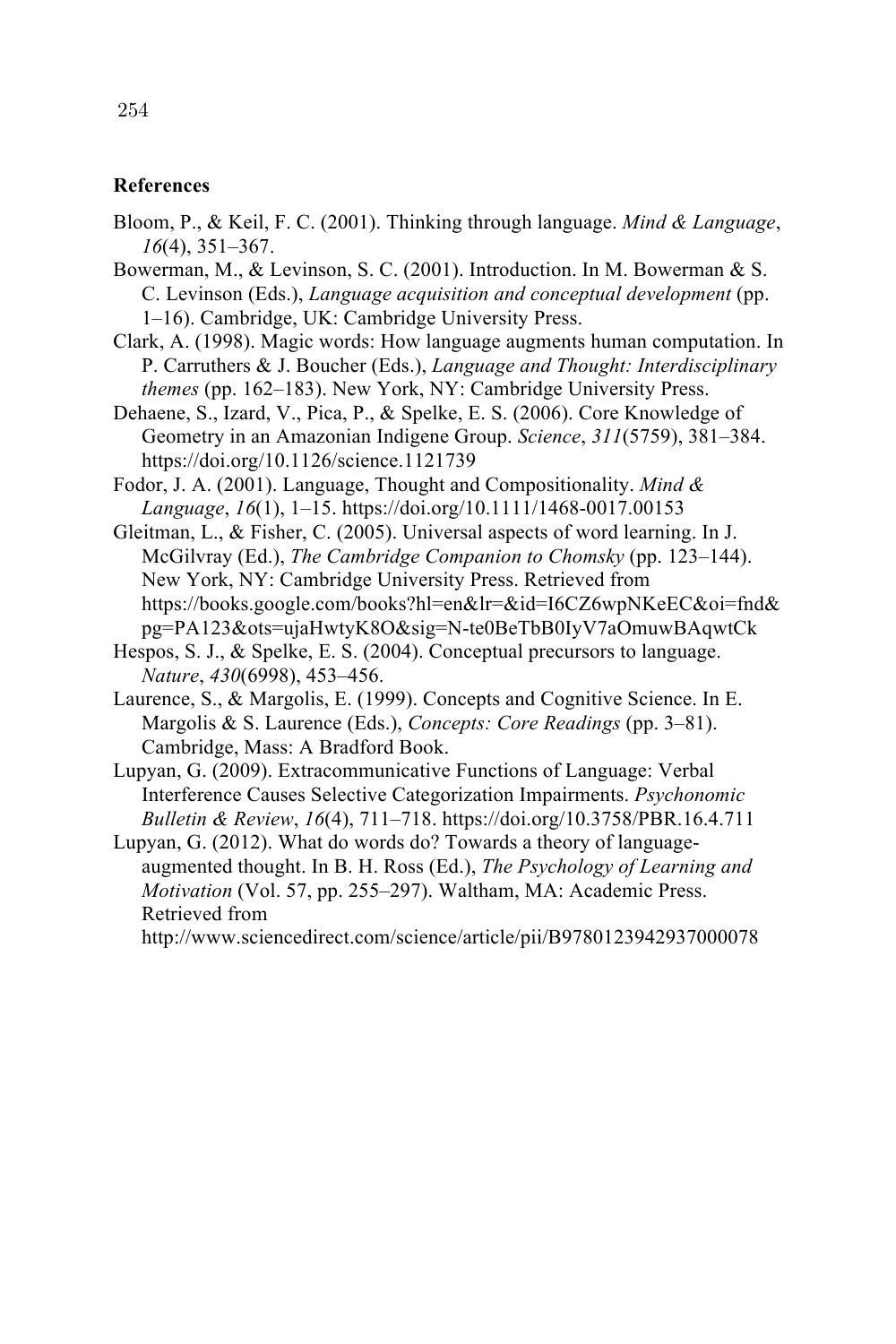**References**

Bloom, P., & Keil, F. C. (2001). Thinking through language. *Mind & Language*, *16*(4), 351–367.

Bowerman, M., & Levinson, S. C. (2001). Introduction. In M. Bowerman & S. C. Levinson (Eds.), *Language acquisition and conceptual development* (pp. 1–16). Cambridge, UK: Cambridge University Press.

Clark, A. (1998). Magic words: How language augments human computation. In P. Carruthers & J. Boucher (Eds.), *Language and Thought: Interdisciplinary themes* (pp. 162–183). New York, NY: Cambridge University Press.

Dehaene, S., Izard, V., Pica, P., & Spelke, E. S. (2006). Core Knowledge of Geometry in an Amazonian Indigene Group. *Science*, *311*(5759), 381–384. https://doi.org/10.1126/science.1121739

Fodor, J. A. (2001). Language, Thought and Compositionality. *Mind & Language*, *16*(1), 1–15. https://doi.org/10.1111/1468-0017.00153

Gleitman, L., & Fisher, C. (2005). Universal aspects of word learning. In J. McGilvray (Ed.), *The Cambridge Companion to Chomsky* (pp. 123–144). New York, NY: Cambridge University Press. Retrieved from https://books.google.com/books?hl=en&lr=&id=I6CZ6wpNKeEC&oi=fnd&pg=PA123&ots=ujaHwtyK8O&sig=N-te0BeTbB0IyV7aOmuwBAqwtCk

Hespos, S. J., & Spelke, E. S. (2004). Conceptual precursors to language. *Nature*, *430*(6998), 453–456.

Laurence, S., & Margolis, E. (1999). Concepts and Cognitive Science. In E. Margolis & S. Laurence (Eds.), *Concepts: Core Readings* (pp. 3–81). Cambridge, Mass: A Bradford Book.

Lupyan, G. (2009). Extracommunicative Functions of Language: Verbal Interference Causes Selective Categorization Impairments. *Psychonomic Bulletin & Review*, *16*(4), 711–718. https://doi.org/10.3758/PBR.16.4.711

Lupyan, G. (2012). What do words do? Towards a theory of language-augmented thought. In B. H. Ross (Ed.), *The Psychology of Learning and Motivation* (Vol. 57, pp. 255–297). Waltham, MA: Academic Press. Retrieved from http://www.sciencedirect.com/science/article/pii/B9780123942937000078